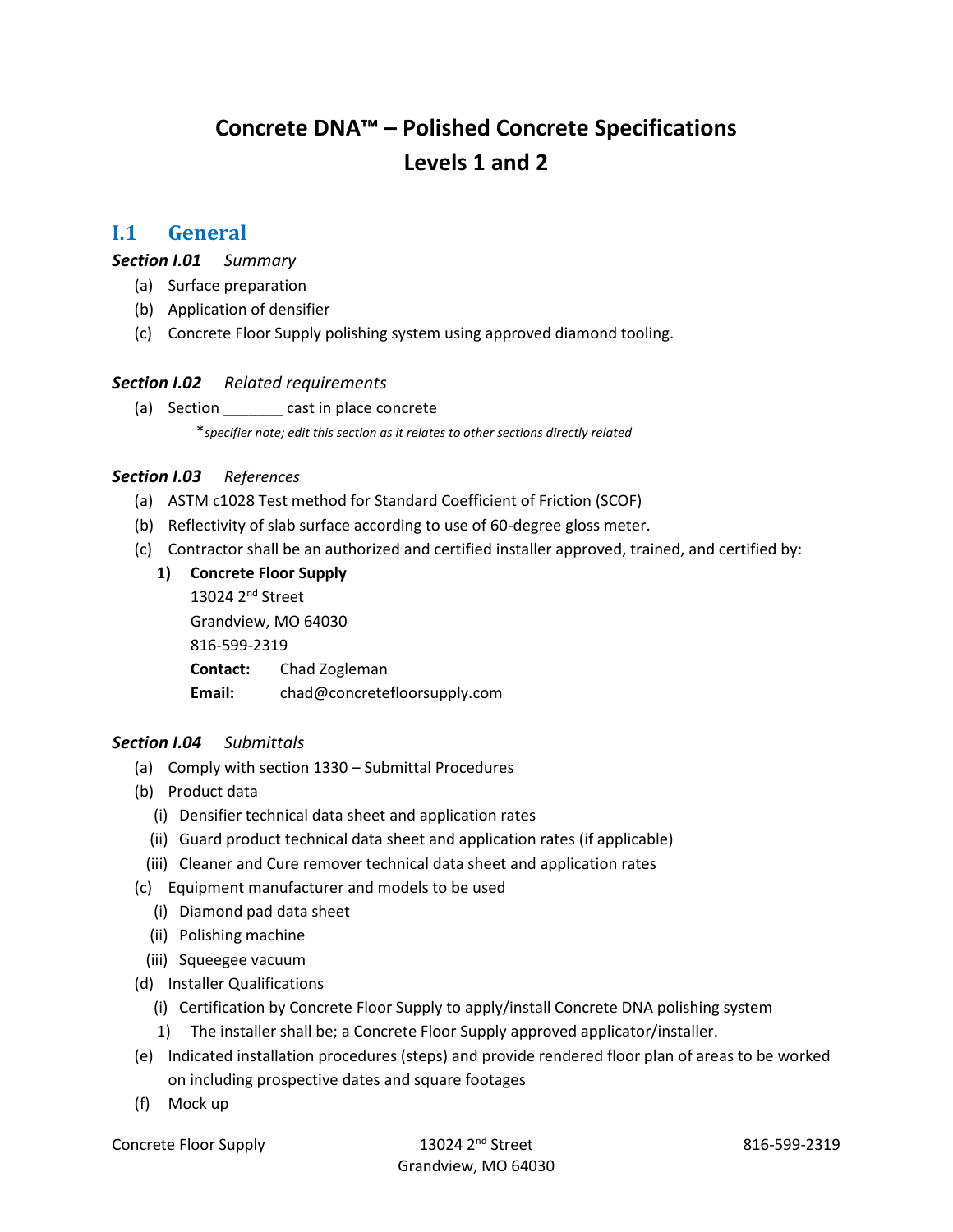# Concrete DNA™ – Polished Concrete Specifications
# Levels 1 and 2

## I.1 General

***Section I.01*** *Summary*

(a) Surface preparation
(b) Application of densifier
(c) Concrete Floor Supply polishing system using approved diamond tooling.

***Section I.02*** *Related requirements*

(a) Section _______ cast in place concrete
*\*specifier note; edit this section as it relates to other sections directly related*

***Section I.03*** *References*

(a) ASTM c1028 Test method for Standard Coefficient of Friction (SCOF)
(b) Reflectivity of slab surface according to use of 60-degree gloss meter.
(c) Contractor shall be an authorized and certified installer approved, trained, and certified by:

1) **Concrete Floor Supply**
13024 2nd Street
Grandview, MO 64030
816-599-2319
**Contact:** Chad Zogleman
**Email:** chad@concretefloorsupply.com

***Section I.04*** *Submittals*

(a) Comply with section 1330 – Submittal Procedures
(b) Product data
  (i) Densifier technical data sheet and application rates
  (ii) Guard product technical data sheet and application rates (if applicable)
  (iii) Cleaner and Cure remover technical data sheet and application rates
(c) Equipment manufacturer and models to be used
  (i) Diamond pad data sheet
  (ii) Polishing machine
  (iii) Squeegee vacuum
(d) Installer Qualifications
  (i) Certification by Concrete Floor Supply to apply/install Concrete DNA polishing system
  1) The installer shall be; a Concrete Floor Supply approved applicator/installer.
(e) Indicated installation procedures (steps) and provide rendered floor plan of areas to be worked on including prospective dates and square footages
(f) Mock up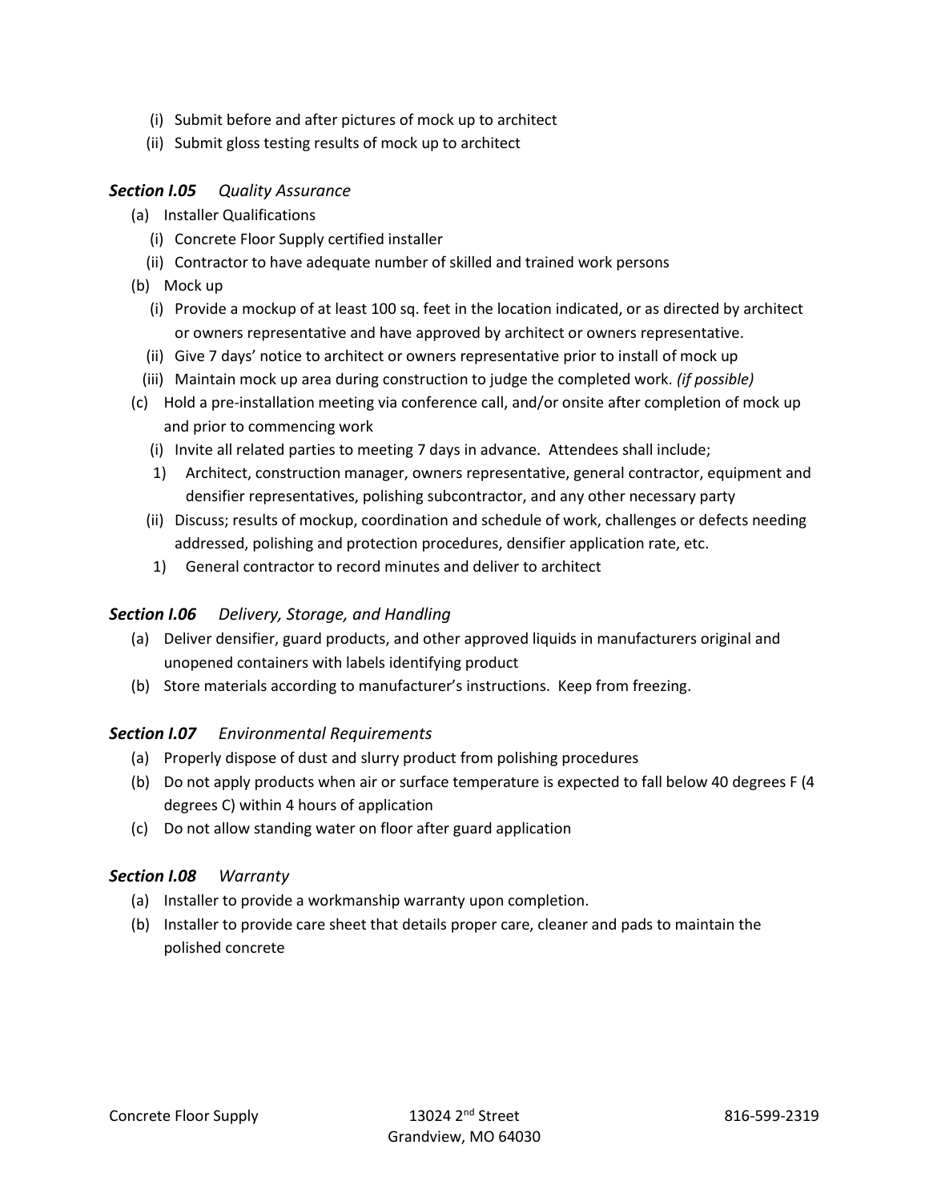(i) Submit before and after pictures of mock up to architect

(ii) Submit gloss testing results of mock up to architect

### ***Section I.05*** *Quality Assurance*

(a) Installer Qualifications

  (i) Concrete Floor Supply certified installer

  (ii) Contractor to have adequate number of skilled and trained work persons

(b) Mock up

  (i) Provide a mockup of at least 100 sq. feet in the location indicated, or as directed by architect or owners representative and have approved by architect or owners representative.

  (ii) Give 7 days' notice to architect or owners representative prior to install of mock up

  (iii) Maintain mock up area during construction to judge the completed work. *(if possible)*

(c) Hold a pre-installation meeting via conference call, and/or onsite after completion of mock up and prior to commencing work

  (i) Invite all related parties to meeting 7 days in advance. Attendees shall include;

    1) Architect, construction manager, owners representative, general contractor, equipment and densifier representatives, polishing subcontractor, and any other necessary party

  (ii) Discuss; results of mockup, coordination and schedule of work, challenges or defects needing addressed, polishing and protection procedures, densifier application rate, etc.

    1) General contractor to record minutes and deliver to architect

### ***Section I.06*** *Delivery, Storage, and Handling*

(a) Deliver densifier, guard products, and other approved liquids in manufacturers original and unopened containers with labels identifying product

(b) Store materials according to manufacturer's instructions. Keep from freezing.

### ***Section I.07*** *Environmental Requirements*

(a) Properly dispose of dust and slurry product from polishing procedures

(b) Do not apply products when air or surface temperature is expected to fall below 40 degrees F (4 degrees C) within 4 hours of application

(c) Do not allow standing water on floor after guard application

### ***Section I.08*** *Warranty*

(a) Installer to provide a workmanship warranty upon completion.

(b) Installer to provide care sheet that details proper care, cleaner and pads to maintain the polished concrete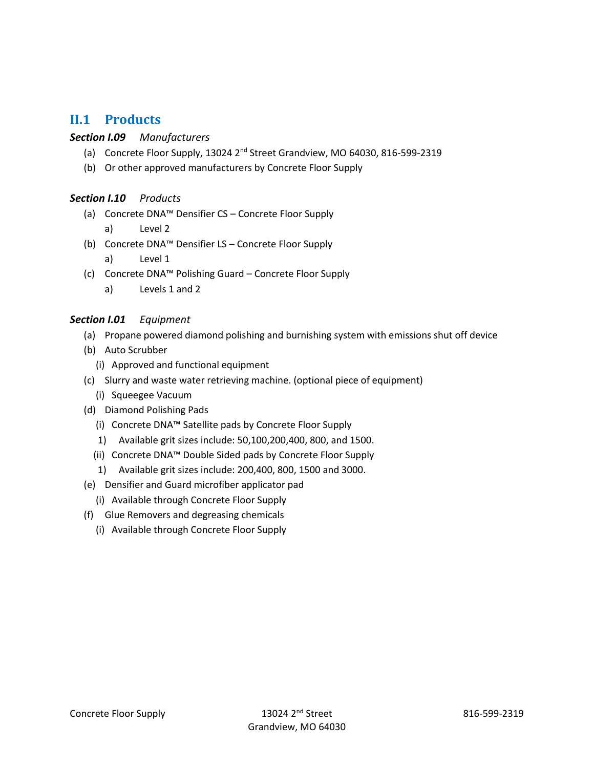## II.1 Products

***Section I.09*** *Manufacturers*

(a) Concrete Floor Supply, 13024 2nd Street Grandview, MO 64030, 816-599-2319

(b) Or other approved manufacturers by Concrete Floor Supply

***Section I.10*** *Products*

(a) Concrete DNA™ Densifier CS – Concrete Floor Supply

  a) Level 2

(b) Concrete DNA™ Densifier LS – Concrete Floor Supply

  a) Level 1

(c) Concrete DNA™ Polishing Guard – Concrete Floor Supply

  a) Levels 1 and 2

***Section I.01*** *Equipment*

(a) Propane powered diamond polishing and burnishing system with emissions shut off device

(b) Auto Scrubber

  (i) Approved and functional equipment

(c) Slurry and waste water retrieving machine. (optional piece of equipment)

  (i) Squeegee Vacuum

(d) Diamond Polishing Pads

  (i) Concrete DNA™ Satellite pads by Concrete Floor Supply

    1) Available grit sizes include: 50,100,200,400, 800, and 1500.

  (ii) Concrete DNA™ Double Sided pads by Concrete Floor Supply

    1) Available grit sizes include: 200,400, 800, 1500 and 3000.

(e) Densifier and Guard microfiber applicator pad

  (i) Available through Concrete Floor Supply

(f) Glue Removers and degreasing chemicals

  (i) Available through Concrete Floor Supply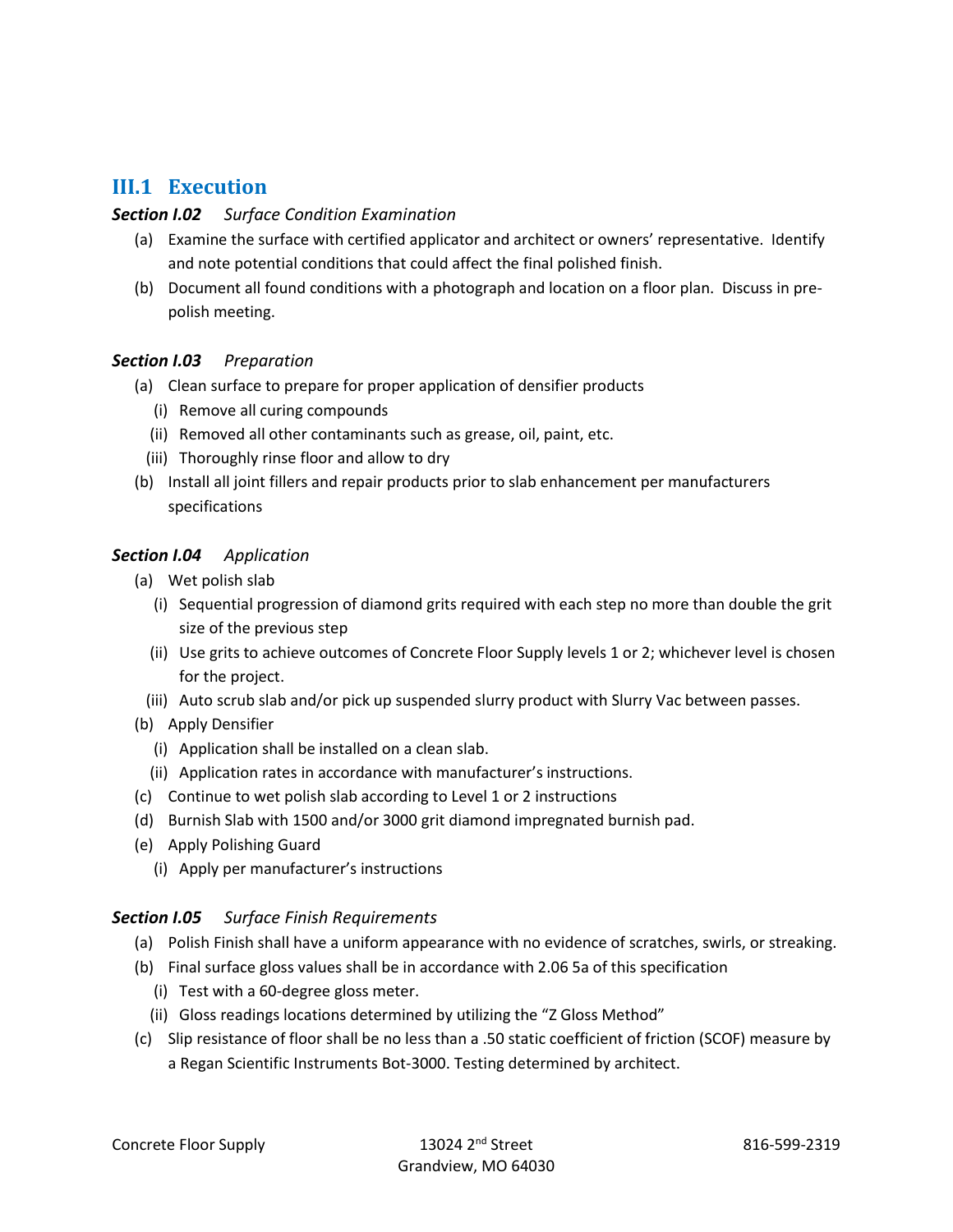## III.1 Execution

***Section I.02*** *Surface Condition Examination*

(a) Examine the surface with certified applicator and architect or owners' representative. Identify and note potential conditions that could affect the final polished finish.

(b) Document all found conditions with a photograph and location on a floor plan. Discuss in pre-polish meeting.

***Section I.03*** *Preparation*

(a) Clean surface to prepare for proper application of densifier products

- (i) Remove all curing compounds
- (ii) Removed all other contaminants such as grease, oil, paint, etc.
- (iii) Thoroughly rinse floor and allow to dry

(b) Install all joint fillers and repair products prior to slab enhancement per manufacturers specifications

***Section I.04*** *Application*

(a) Wet polish slab

- (i) Sequential progression of diamond grits required with each step no more than double the grit size of the previous step
- (ii) Use grits to achieve outcomes of Concrete Floor Supply levels 1 or 2; whichever level is chosen for the project.
- (iii) Auto scrub slab and/or pick up suspended slurry product with Slurry Vac between passes.

(b) Apply Densifier

- (i) Application shall be installed on a clean slab.
- (ii) Application rates in accordance with manufacturer's instructions.

(c) Continue to wet polish slab according to Level 1 or 2 instructions

(d) Burnish Slab with 1500 and/or 3000 grit diamond impregnated burnish pad.

(e) Apply Polishing Guard

- (i) Apply per manufacturer's instructions

***Section I.05*** *Surface Finish Requirements*

(a) Polish Finish shall have a uniform appearance with no evidence of scratches, swirls, or streaking.

(b) Final surface gloss values shall be in accordance with 2.06 5a of this specification

- (i) Test with a 60-degree gloss meter.
- (ii) Gloss readings locations determined by utilizing the "Z Gloss Method"

(c) Slip resistance of floor shall be no less than a .50 static coefficient of friction (SCOF) measure by a Regan Scientific Instruments Bot-3000. Testing determined by architect.

Concrete Floor Supply 13024 2nd Street Grandview, MO 64030 816-599-2319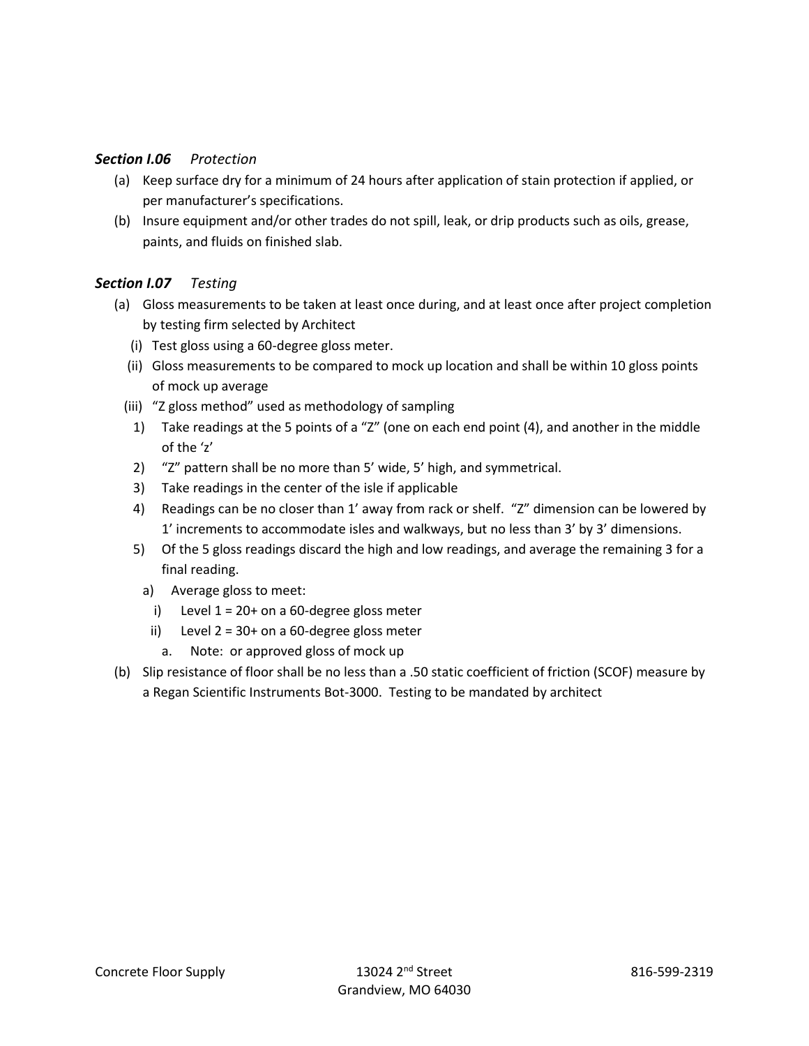### ***Section I.06*** *Protection*

(a) Keep surface dry for a minimum of 24 hours after application of stain protection if applied, or per manufacturer's specifications.

(b) Insure equipment and/or other trades do not spill, leak, or drip products such as oils, grease, paints, and fluids on finished slab.

### ***Section I.07*** *Testing*

(a) Gloss measurements to be taken at least once during, and at least once after project completion by testing firm selected by Architect

- (i) Test gloss using a 60-degree gloss meter.
- (ii) Gloss measurements to be compared to mock up location and shall be within 10 gloss points of mock up average
- (iii) "Z gloss method" used as methodology of sampling
  1) Take readings at the 5 points of a "Z" (one on each end point (4), and another in the middle of the 'z'
  2) "Z" pattern shall be no more than 5' wide, 5' high, and symmetrical.
  3) Take readings in the center of the isle if applicable
  4) Readings can be no closer than 1' away from rack or shelf. "Z" dimension can be lowered by 1' increments to accommodate isles and walkways, but no less than 3' by 3' dimensions.
  5) Of the 5 gloss readings discard the high and low readings, and average the remaining 3 for a final reading.
     - a) Average gloss to meet:
       - i) Level 1 = 20+ on a 60-degree gloss meter
       - ii) Level 2 = 30+ on a 60-degree gloss meter
         - a. Note: or approved gloss of mock up

(b) Slip resistance of floor shall be no less than a .50 static coefficient of friction (SCOF) measure by a Regan Scientific Instruments Bot-3000. Testing to be mandated by architect